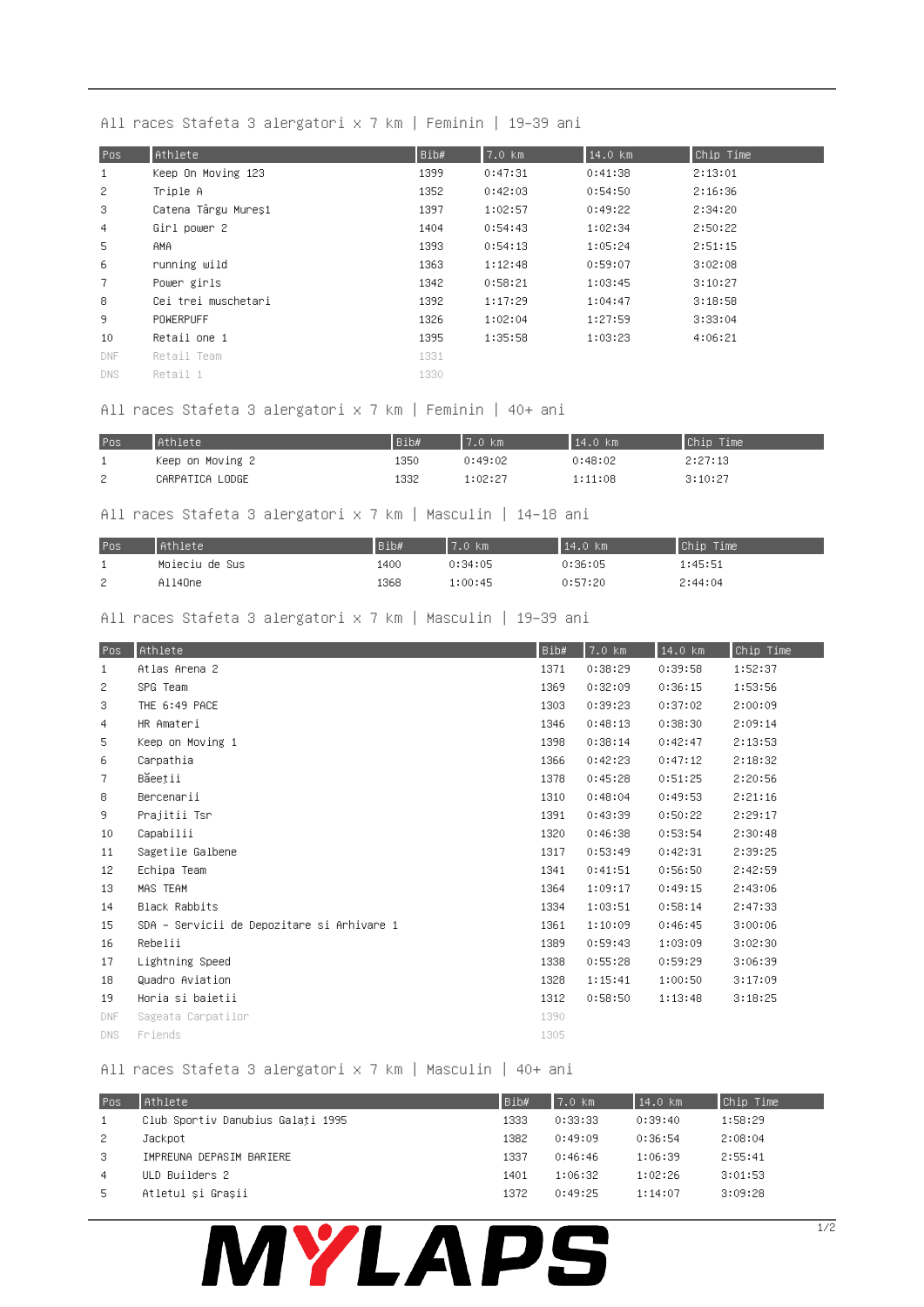## All races Stafeta 3 alergatori x 7 km | Feminin | 19-39 ani

| Pos | Athlete | Bib# | 7.0 km | 14.0 km | Chip Time |
|---|---|---|---|---|---|
| 1 | Keep On Moving 123 | 1399 | 0:47:31 | 0:41:38 | 2:13:01 |
| 2 | Triple A | 1352 | 0:42:03 | 0:54:50 | 2:16:36 |
| 3 | Catena Târgu Mureș1 | 1397 | 1:02:57 | 0:49:22 | 2:34:20 |
| 4 | Girl power 2 | 1404 | 0:54:43 | 1:02:34 | 2:50:22 |
| 5 | AMA | 1393 | 0:54:13 | 1:05:24 | 2:51:15 |
| 6 | running wild | 1363 | 1:12:48 | 0:59:07 | 3:02:08 |
| 7 | Power girls | 1342 | 0:58:21 | 1:03:45 | 3:10:27 |
| 8 | Cei trei muschetari | 1392 | 1:17:29 | 1:04:47 | 3:18:58 |
| 9 | POWERPUFF | 1326 | 1:02:04 | 1:27:59 | 3:33:04 |
| 10 | Retail one 1 | 1395 | 1:35:58 | 1:03:23 | 4:06:21 |
| DNF | Retail Team | 1331 | | | |
| DNS | Retail 1 | 1330 | | | |

## All races Stafeta 3 alergatori x 7 km | Feminin | 40+ ani

| Pos | Athlete | Bib# | 7.0 km | 14.0 km | Chip Time |
|---|---|---|---|---|---|
| 1 | Keep on Moving 2 | 1350 | 0:49:02 | 0:48:02 | 2:27:13 |
| 2 | CARPATICA LODGE | 1332 | 1:02:27 | 1:11:08 | 3:10:27 |

## All races Stafeta 3 alergatori x 7 km | Masculin | 14-18 ani

| Pos | Athlete | Bib# | 7.0 km | 14.0 km | Chip Time |
|---|---|---|---|---|---|
| 1 | Moieciu de Sus | 1400 | 0:34:05 | 0:36:05 | 1:45:51 |
| 2 | All4One | 1368 | 1:00:45 | 0:57:20 | 2:44:04 |

## All races Stafeta 3 alergatori x 7 km | Masculin | 19-39 ani

| Pos | Athlete | Bib# | 7.0 km | 14.0 km | Chip Time |
|---|---|---|---|---|---|
| 1 | Atlas Arena 2 | 1371 | 0:38:29 | 0:39:58 | 1:52:37 |
| 2 | SPG Team | 1369 | 0:32:09 | 0:36:15 | 1:53:56 |
| 3 | THE 6:49 PACE | 1303 | 0:39:23 | 0:37:02 | 2:00:09 |
| 4 | HR Amateri | 1346 | 0:48:13 | 0:38:30 | 2:09:14 |
| 5 | Keep on Moving 1 | 1398 | 0:38:14 | 0:42:47 | 2:13:53 |
| 6 | Carpathia | 1366 | 0:42:23 | 0:47:12 | 2:18:32 |
| 7 | Băeeții | 1378 | 0:45:28 | 0:51:25 | 2:20:56 |
| 8 | Bercenarii | 1310 | 0:48:04 | 0:49:53 | 2:21:16 |
| 9 | Prajitii Tsr | 1391 | 0:43:39 | 0:50:22 | 2:29:17 |
| 10 | Capabilii | 1320 | 0:46:38 | 0:53:54 | 2:30:48 |
| 11 | Sagetile Galbene | 1317 | 0:53:49 | 0:42:31 | 2:39:25 |
| 12 | Echipa Team | 1341 | 0:41:51 | 0:56:50 | 2:42:59 |
| 13 | MAS TEAM | 1364 | 1:09:17 | 0:49:15 | 2:43:06 |
| 14 | Black Rabbits | 1334 | 1:03:51 | 0:58:14 | 2:47:33 |
| 15 | SDA - Servicii de Depozitare si Arhivare 1 | 1361 | 1:10:09 | 0:46:45 | 3:00:06 |
| 16 | Rebelii | 1389 | 0:59:43 | 1:03:09 | 3:02:30 |
| 17 | Lightning Speed | 1338 | 0:55:28 | 0:59:29 | 3:06:39 |
| 18 | Quadro Aviation | 1328 | 1:15:41 | 1:00:50 | 3:17:09 |
| 19 | Horia si baietii | 1312 | 0:58:50 | 1:13:48 | 3:18:25 |
| DNF | Sageata Carpatilor | 1390 | | | |
| DNS | Friends | 1305 | | | |

## All races Stafeta 3 alergatori x 7 km | Masculin | 40+ ani

| Pos | Athlete | Bib# | 7.0 km | 14.0 km | Chip Time |
|---|---|---|---|---|---|
| 1 | Club Sportiv Danubius Galați 1995 | 1333 | 0:33:33 | 0:39:40 | 1:58:29 |
| 2 | Jackpot | 1382 | 0:49:09 | 0:36:54 | 2:08:04 |
| 3 | IMPREUNA DEPASIM BARIERE | 1337 | 0:46:46 | 1:06:39 | 2:55:41 |
| 4 | ULD Builders 2 | 1401 | 1:06:32 | 1:02:26 | 3:01:53 |
| 5 | Atletul și Grașii | 1372 | 0:49:25 | 1:14:07 | 3:09:28 |

MYLAPS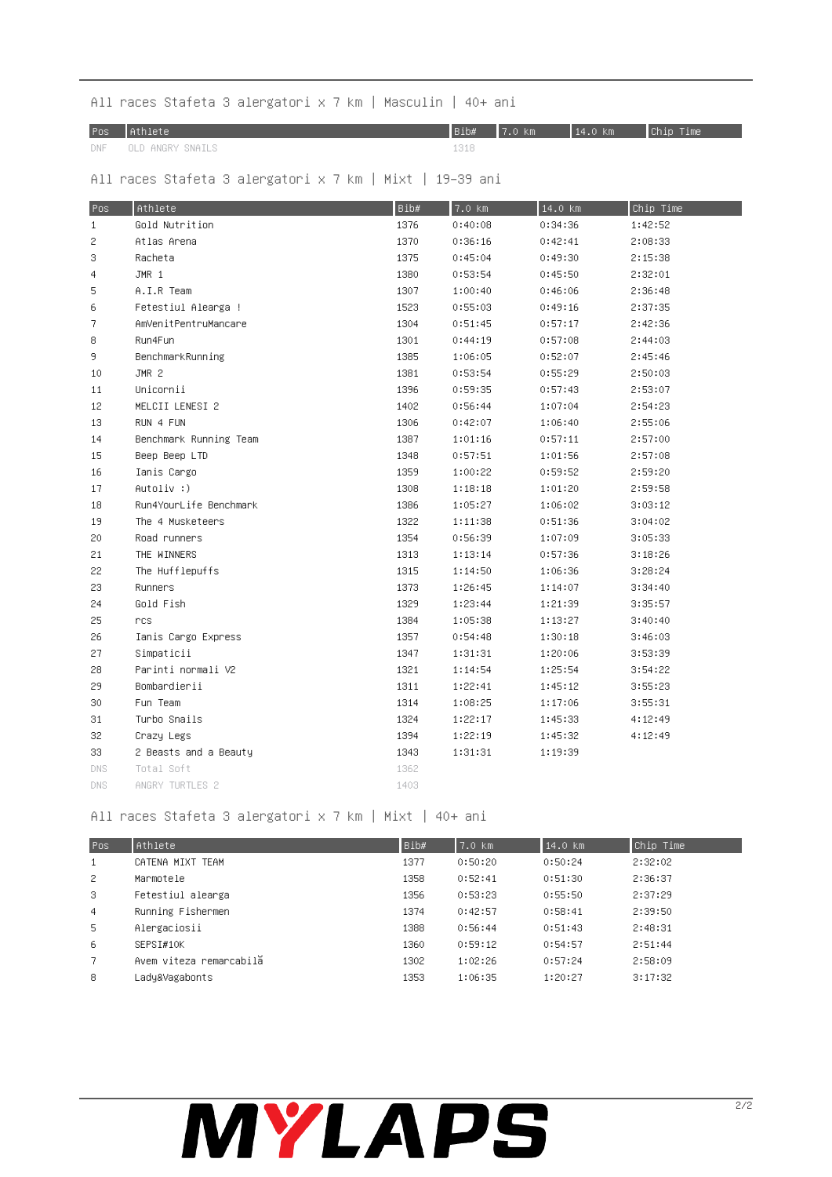All races Stafeta 3 alergatori x 7 km | Masculin | 40+ ani

| Pos | Athlete | Bib# | 7.0 km | 14.0 km | Chip Time |
|---|---|---|---|---|---|
| DNF | OLD ANGRY SNAILS | 1318 | | | |

All races Stafeta 3 alergatori x 7 km | Mixt | 19-39 ani

| Pos | Athlete | Bib# | 7.0 km | 14.0 km | Chip Time |
|---|---|---|---|---|---|
| 1 | Gold Nutrition | 1376 | 0:40:08 | 0:34:36 | 1:42:52 |
| 2 | Atlas Arena | 1370 | 0:36:16 | 0:42:41 | 2:08:33 |
| 3 | Racheta | 1375 | 0:45:04 | 0:49:30 | 2:15:38 |
| 4 | JMR 1 | 1380 | 0:53:54 | 0:45:50 | 2:32:01 |
| 5 | A.I.R Team | 1307 | 1:00:40 | 0:46:06 | 2:36:48 |
| 6 | Fetestiul Alearga ! | 1523 | 0:55:03 | 0:49:16 | 2:37:35 |
| 7 | AmVenitPentruMancare | 1304 | 0:51:45 | 0:57:17 | 2:42:36 |
| 8 | Run4Fun | 1301 | 0:44:19 | 0:57:08 | 2:44:03 |
| 9 | BenchmarkRunning | 1385 | 1:06:05 | 0:52:07 | 2:45:46 |
| 10 | JMR 2 | 1381 | 0:53:54 | 0:55:29 | 2:50:03 |
| 11 | Unicornii | 1396 | 0:59:35 | 0:57:43 | 2:53:07 |
| 12 | MELCII LENESI 2 | 1402 | 0:56:44 | 1:07:04 | 2:54:23 |
| 13 | RUN 4 FUN | 1306 | 0:42:07 | 1:06:40 | 2:55:06 |
| 14 | Benchmark Running Team | 1387 | 1:01:16 | 0:57:11 | 2:57:00 |
| 15 | Beep Beep LTD | 1348 | 0:57:51 | 1:01:56 | 2:57:08 |
| 16 | Ianis Cargo | 1359 | 1:00:22 | 0:59:52 | 2:59:20 |
| 17 | Autoliv :) | 1308 | 1:18:18 | 1:01:20 | 2:59:58 |
| 18 | Run4YourLife Benchmark | 1386 | 1:05:27 | 1:06:02 | 3:03:12 |
| 19 | The 4 Musketeers | 1322 | 1:11:38 | 0:51:36 | 3:04:02 |
| 20 | Road runners | 1354 | 0:56:39 | 1:07:09 | 3:05:33 |
| 21 | THE WINNERS | 1313 | 1:13:14 | 0:57:36 | 3:18:26 |
| 22 | The Hufflepuffs | 1315 | 1:14:50 | 1:06:36 | 3:28:24 |
| 23 | Runners | 1373 | 1:26:45 | 1:14:07 | 3:34:40 |
| 24 | Gold Fish | 1329 | 1:23:44 | 1:21:39 | 3:35:57 |
| 25 | rcs | 1384 | 1:05:38 | 1:13:27 | 3:40:40 |
| 26 | Ianis Cargo Express | 1357 | 0:54:48 | 1:30:18 | 3:46:03 |
| 27 | Simpaticii | 1347 | 1:31:31 | 1:20:06 | 3:53:39 |
| 28 | Parinti normali V2 | 1321 | 1:14:54 | 1:25:54 | 3:54:22 |
| 29 | Bombardierii | 1311 | 1:22:41 | 1:45:12 | 3:55:23 |
| 30 | Fun Team | 1314 | 1:08:25 | 1:17:06 | 3:55:31 |
| 31 | Turbo Snails | 1324 | 1:22:17 | 1:45:33 | 4:12:49 |
| 32 | Crazy Legs | 1394 | 1:22:19 | 1:45:32 | 4:12:49 |
| 33 | 2 Beasts and a Beauty | 1343 | 1:31:31 | 1:19:39 | |
| DNS | Total Soft | 1362 | | | |
| DNS | ANGRY TURTLES 2 | 1403 | | | |

All races Stafeta 3 alergatori x 7 km | Mixt | 40+ ani

| Pos | Athlete | Bib# | 7.0 km | 14.0 km | Chip Time |
|---|---|---|---|---|---|
| 1 | CATENA MIXT TEAM | 1377 | 0:50:20 | 0:50:24 | 2:32:02 |
| 2 | Marmotele | 1358 | 0:52:41 | 0:51:30 | 2:36:37 |
| 3 | Fetestiul alearga | 1356 | 0:53:23 | 0:55:50 | 2:37:29 |
| 4 | Running Fishermen | 1374 | 0:42:57 | 0:58:41 | 2:39:50 |
| 5 | Alergaciosii | 1388 | 0:56:44 | 0:51:43 | 2:48:31 |
| 6 | SEPSI#10K | 1360 | 0:59:12 | 0:54:57 | 2:51:44 |
| 7 | Avem viteza remarcabilă | 1302 | 1:02:26 | 0:57:24 | 2:58:09 |
| 8 | Lady&Vagabonts | 1353 | 1:06:35 | 1:20:27 | 3:17:32 |

MYLAPS